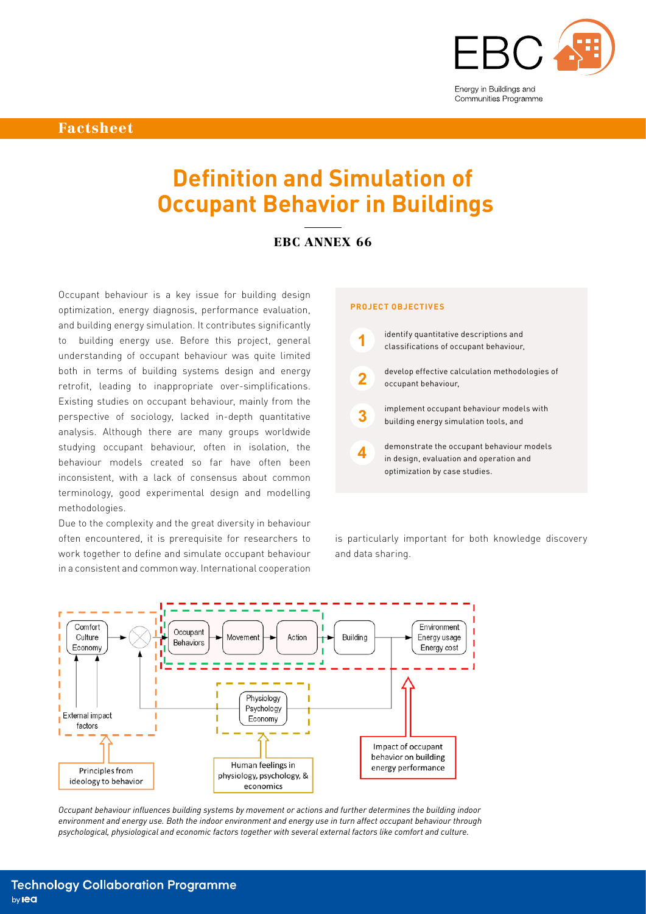Factsheet

# Definition and Simulation of Occupant Behavior in Buildings

## EBC ANNEX 66

Occupant behaviour is a key issue for building design optimization, energy diagnosis, performance evaluation, and building energy simulation. It contributes significantly to building energy use. Before this project, general understanding of occupant behaviour was quite limited both in terms of building systems design and energy retrofit, leading to inappropriate over-simplifications. Existing studies on occupant behaviour, mainly from the perspective of sociology, lacked in-depth quantitative analysis. Although there are many groups worldwide studying occupant behaviour, often in isolation, the behaviour models created so far have often been inconsistent, with a lack of consensus about common terminology, good experimental design and modelling methodologies.

Due to the complexity and the great diversity in behaviour often encountered, it is prerequisite for researchers to work together to define and simulate occupant behaviour in a consistent and common way. International cooperation is particularly important for both knowledge discovery and data sharing.

### PROJECT OBJECTIVES

1. identify quantitative descriptions and classifications of occupant behaviour,
2. develop effective calculation methodologies of occupant behaviour,
3. implement occupant behaviour models with building energy simulation tools, and
4. demonstrate the occupant behaviour models in design, evaluation and operation and optimization by case studies.

*Occupant behaviour influences building systems by movement or actions and further determines the building indoor environment and energy use. Both the indoor environment and energy use in turn affect occupant behaviour through psychological, physiological and economic factors together with several external factors like comfort and culture.*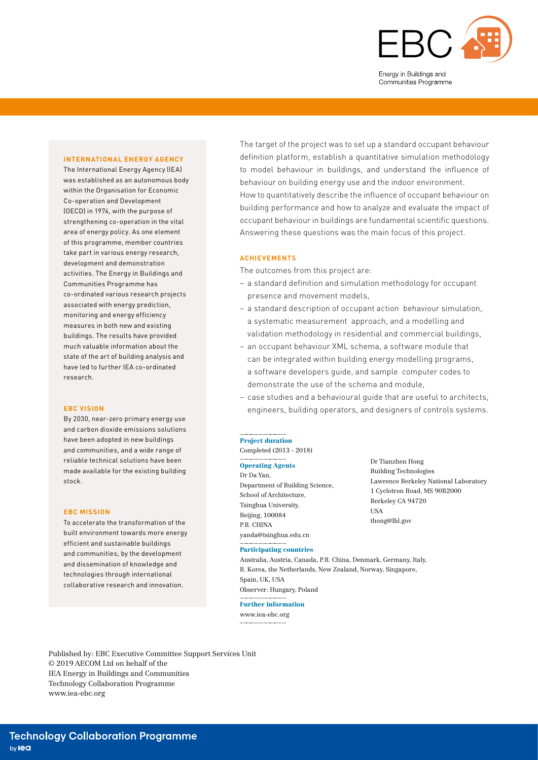EBC

Energy in Buildings and Communities Programme

### INTERNATIONAL ENERGY AGENCY

The International Energy Agency (IEA) was established as an autonomous body within the Organisation for Economic Co-operation and Development (OECD) in 1974, with the purpose of strengthening co-operation in the vital area of energy policy. As one element of this programme, member countries take part in various energy research, development and demonstration activities. The Energy in Buildings and Communities Programme has co-ordinated various research projects associated with energy prediction, monitoring and energy efficiency measures in both new and existing buildings. The results have provided much valuable information about the state of the art of building analysis and have led to further IEA co-ordinated research.

### EBC VISION

By 2030, near-zero primary energy use and carbon dioxide emissions solutions have been adopted in new buildings and communities, and a wide range of reliable technical solutions have been made available for the existing building stock.

### EBC MISSION

To accelerate the transformation of the built environment towards more energy efficient and sustainable buildings and communities, by the development and dissemination of knowledge and technologies through international collaborative research and innovation.

The target of the project was to set up a standard occupant behaviour definition platform, establish a quantitative simulation methodology to model behaviour in buildings, and understand the influence of behaviour on building energy use and the indoor environment.
How to quantitatively describe the influence of occupant behaviour on building performance and how to analyze and evaluate the impact of occupant behaviour in buildings are fundamental scientific questions. Answering these questions was the main focus of this project.

### ACHIEVEMENTS

The outcomes from this project are:

- a standard definition and simulation methodology for occupant presence and movement models,
- a standard description of occupant action behaviour simulation, a systematic measurement approach, and a modelling and validation methodology in residential and commercial buildings,
- an occupant behaviour XML schema, a software module that can be integrated within building energy modelling programs, a software developers guide, and sample computer codes to demonstrate the use of the schema and module,
- case studies and a behavioural guide that are useful to architects, engineers, building operators, and designers of controls systems.

**Project duration**
Completed (2013 - 2018)

**Operating Agents**
Dr Da Yan,
Department of Building Science,
School of Architecture,
Tsinghua University,
Beijing, 100084
P.R. CHINA
yanda@tsinghua.edu.cn

Dr Tianzhen Hong
Building Technologies
Lawrence Berkeley National Laboratory
1 Cyclotron Road, MS 90R2000
Berkeley CA 94720
USA
thong@lbl.gov

**Participating countries**
Australia, Austria, Canada, P.R. China, Denmark, Germany, Italy, R. Korea, the Netherlands, New Zealand, Norway, Singapore, Spain, UK, USA
Observer: Hungary, Poland

**Further information**
www.iea-ebc.org

Published by: EBC Executive Committee Support Services Unit
© 2019 AECOM Ltd on behalf of the
IEA Energy in Buildings and Communities
Technology Collaboration Programme
www.iea-ebc.org

Technology Collaboration Programme
by iea